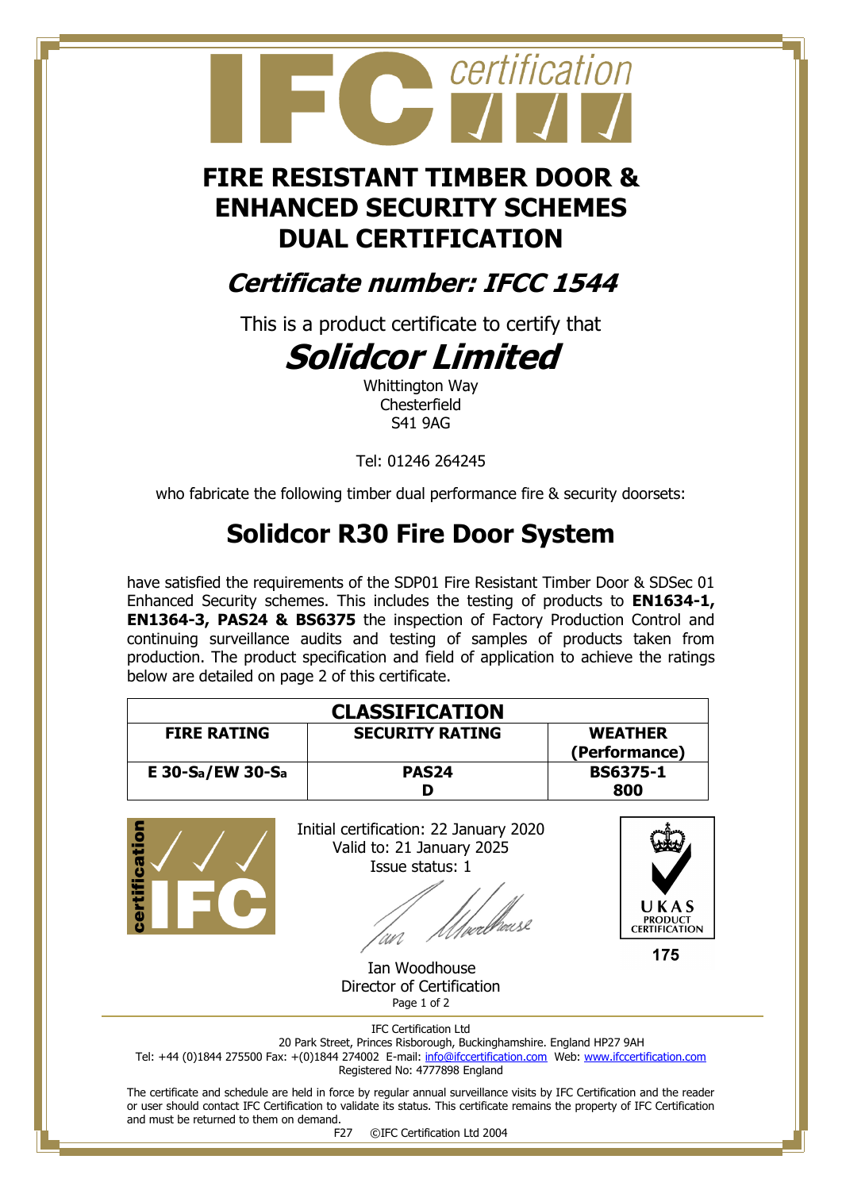# FIRE RESISTANT TIMBER DOOR & ENHANCED SECURITY SCHEMES DUAL CERTIFICATION

## *Certificate number: IFCC 1544*

This is a product certificate to certify that

# *Solidcor Limited*

Whittington Way
Chesterfield
S41 9AG

Tel: 01246 264245

who fabricate the following timber dual performance fire & security doorsets:

## Solidcor R30 Fire Door System

have satisfied the requirements of the SDP01 Fire Resistant Timber Door & SDSec 01 Enhanced Security schemes. This includes the testing of products to **EN1634-1, EN1364-3, PAS24 & BS6375** the inspection of Factory Production Control and continuing surveillance audits and testing of samples of products taken from production. The product specification and field of application to achieve the ratings below are detailed on page 2 of this certificate.

| CLASSIFICATION | | |
|---|---|---|
| **FIRE RATING** | **SECURITY RATING** | **WEATHER (Performance)** |
| **E 30-$S_a$/EW 30-$S_a$** | **PAS24 D** | **BS6375-1 800** |

Initial certification: 22 January 2020
Valid to: 21 January 2025
Issue status: 1

Ian Woodhouse
Director of Certification

UKAS PRODUCT CERTIFICATION
175

IFC Certification Ltd
20 Park Street, Princes Risborough, Buckinghamshire. England HP27 9AH
Tel: +44 (0)1844 275500 Fax: +(0)1844 274002 E-mail: info@ifccertification.com Web: www.ifccertification.com
Registered No: 4777898 England

The certificate and schedule are held in force by regular annual surveillance visits by IFC Certification and the reader or user should contact IFC Certification to validate its status. This certificate remains the property of IFC Certification and must be returned to them on demand.

F27 ©IFC Certification Ltd 2004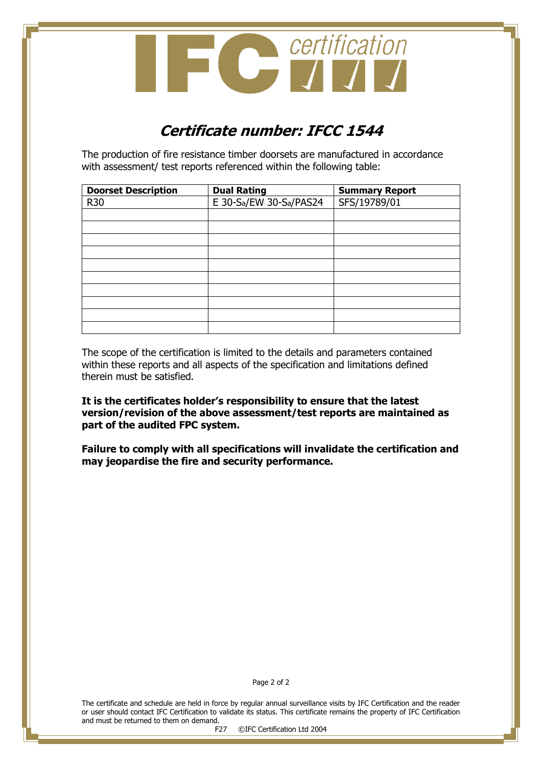# IFC certification

## *Certificate number: IFCC 1544*

The production of fire resistance timber doorsets are manufactured in accordance with assessment/ test reports referenced within the following table:

| Doorset Description | Dual Rating | Summary Report |
|---|---|---|
| R30 | E 30-$S_a$/EW 30-$S_a$/PAS24 | SFS/19789/01 |
| | | |
| | | |
| | | |
| | | |
| | | |
| | | |
| | | |
| | | |
| | | |
| | | |

The scope of the certification is limited to the details and parameters contained within these reports and all aspects of the specification and limitations defined therein must be satisfied.

**It is the certificates holder's responsibility to ensure that the latest version/revision of the above assessment/test reports are maintained as part of the audited FPC system.**

**Failure to comply with all specifications will invalidate the certification and may jeopardise the fire and security performance.**

The certificate and schedule are held in force by regular annual surveillance visits by IFC Certification and the reader or user should contact IFC Certification to validate its status. This certificate remains the property of IFC Certification and must be returned to them on demand.

F27 ©IFC Certification Ltd 2004